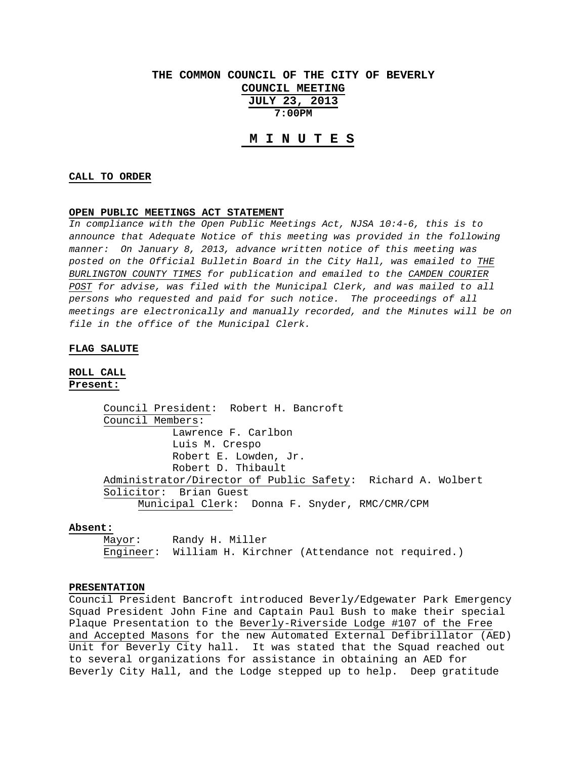# THE COMMON COUNCIL OF THE CITY OF BEVERLY

## COUNCIL MEETING

## JULY 23, 2013

### 7:00PM

## M I N U T E S

**CALL TO ORDER**

**OPEN PUBLIC MEETINGS ACT STATEMENT**

*In compliance with the Open Public Meetings Act, NJSA 10:4-6, this is to announce that Adequate Notice of this meeting was provided in the following manner: On January 8, 2013, advance written notice of this meeting was posted on the Official Bulletin Board in the City Hall, was emailed to THE BURLINGTON COUNTY TIMES for publication and emailed to the CAMDEN COURIER POST for advise, was filed with the Municipal Clerk, and was mailed to all persons who requested and paid for such notice. The proceedings of all meetings are electronically and manually recorded, and the Minutes will be on file in the office of the Municipal Clerk.*

**FLAG SALUTE**

**ROLL CALL**

**Present:**

Council President: Robert H. Bancroft

Council Members:

- Lawrence F. Carlbon
- Luis M. Crespo
- Robert E. Lowden, Jr.
- Robert D. Thibault

Administrator/Director of Public Safety: Richard A. Wolbert

Solicitor: Brian Guest

Municipal Clerk: Donna F. Snyder, RMC/CMR/CPM

**Absent:**

Mayor: Randy H. Miller

Engineer: William H. Kirchner (Attendance not required.)

**PRESENTATION**

Council President Bancroft introduced Beverly/Edgewater Park Emergency Squad President John Fine and Captain Paul Bush to make their special Plaque Presentation to the Beverly-Riverside Lodge #107 of the Free and Accepted Masons for the new Automated External Defibrillator (AED) Unit for Beverly City hall. It was stated that the Squad reached out to several organizations for assistance in obtaining an AED for Beverly City Hall, and the Lodge stepped up to help. Deep gratitude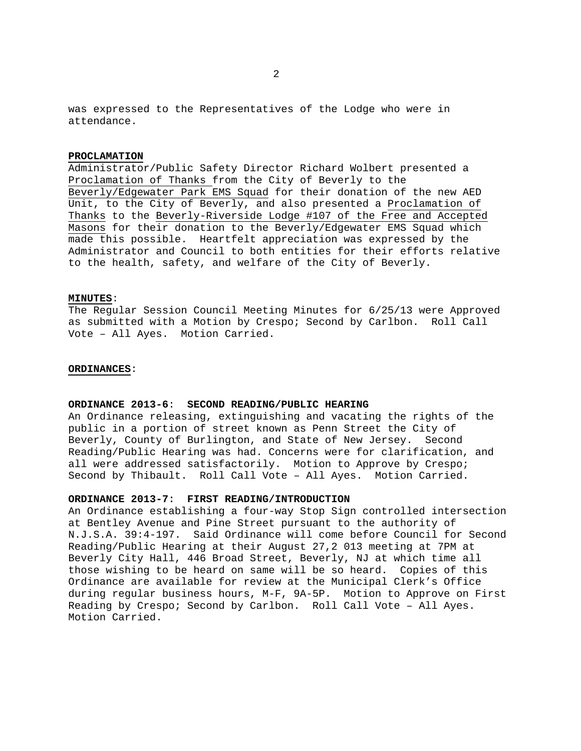was expressed to the Representatives of the Lodge who were in attendance.

**PROCLAMATION**

Administrator/Public Safety Director Richard Wolbert presented a Proclamation of Thanks from the City of Beverly to the Beverly/Edgewater Park EMS Squad for their donation of the new AED Unit, to the City of Beverly, and also presented a Proclamation of Thanks to the Beverly-Riverside Lodge #107 of the Free and Accepted Masons for their donation to the Beverly/Edgewater EMS Squad which made this possible. Heartfelt appreciation was expressed by the Administrator and Council to both entities for their efforts relative to the health, safety, and welfare of the City of Beverly.

**MINUTES**:

The Regular Session Council Meeting Minutes for 6/25/13 were Approved as submitted with a Motion by Crespo; Second by Carlbon. Roll Call Vote – All Ayes. Motion Carried.

**ORDINANCES**:

**ORDINANCE 2013-6: SECOND READING/PUBLIC HEARING**

An Ordinance releasing, extinguishing and vacating the rights of the public in a portion of street known as Penn Street the City of Beverly, County of Burlington, and State of New Jersey. Second Reading/Public Hearing was had. Concerns were for clarification, and all were addressed satisfactorily. Motion to Approve by Crespo; Second by Thibault. Roll Call Vote – All Ayes. Motion Carried.

**ORDINANCE 2013-7: FIRST READING/INTRODUCTION**

An Ordinance establishing a four-way Stop Sign controlled intersection at Bentley Avenue and Pine Street pursuant to the authority of N.J.S.A. 39:4-197. Said Ordinance will come before Council for Second Reading/Public Hearing at their August 27,2 013 meeting at 7PM at Beverly City Hall, 446 Broad Street, Beverly, NJ at which time all those wishing to be heard on same will be so heard. Copies of this Ordinance are available for review at the Municipal Clerk's Office during regular business hours, M-F, 9A-5P. Motion to Approve on First Reading by Crespo; Second by Carlbon. Roll Call Vote – All Ayes. Motion Carried.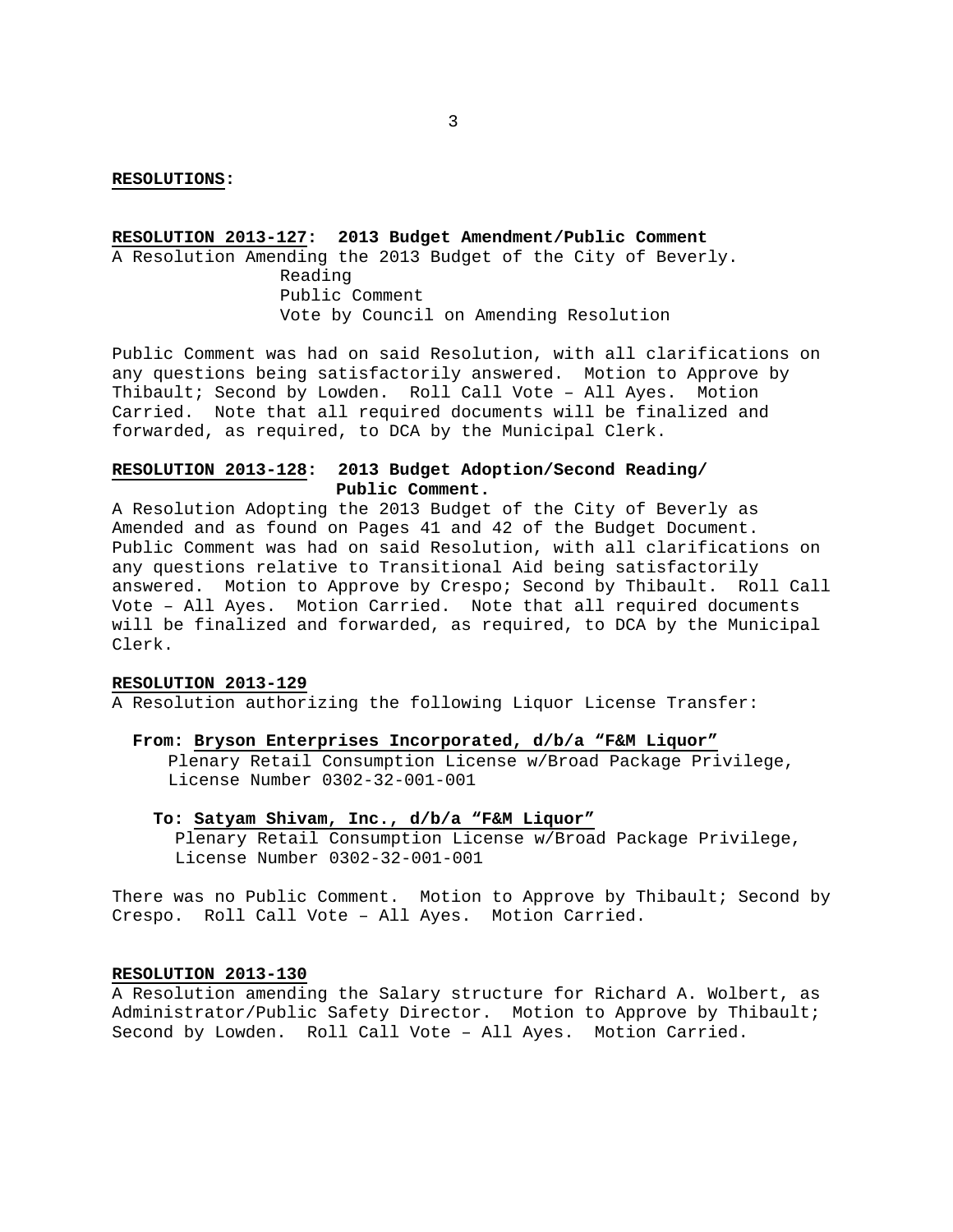**RESOLUTIONS:**

**RESOLUTION 2013-127: 2013 Budget Amendment/Public Comment**
A Resolution Amending the 2013 Budget of the City of Beverly.
Reading
Public Comment
Vote by Council on Amending Resolution

Public Comment was had on said Resolution, with all clarifications on any questions being satisfactorily answered. Motion to Approve by Thibault; Second by Lowden. Roll Call Vote – All Ayes. Motion Carried. Note that all required documents will be finalized and forwarded, as required, to DCA by the Municipal Clerk.

**RESOLUTION 2013-128: 2013 Budget Adoption/Second Reading/ Public Comment.**
A Resolution Adopting the 2013 Budget of the City of Beverly as Amended and as found on Pages 41 and 42 of the Budget Document. Public Comment was had on said Resolution, with all clarifications on any questions relative to Transitional Aid being satisfactorily answered. Motion to Approve by Crespo; Second by Thibault. Roll Call Vote – All Ayes. Motion Carried. Note that all required documents will be finalized and forwarded, as required, to DCA by the Municipal Clerk.

**RESOLUTION 2013-129**
A Resolution authorizing the following Liquor License Transfer:

**From: Bryson Enterprises Incorporated, d/b/a "F&M Liquor"**
Plenary Retail Consumption License w/Broad Package Privilege, License Number 0302-32-001-001

**To: Satyam Shivam, Inc., d/b/a "F&M Liquor"**
Plenary Retail Consumption License w/Broad Package Privilege, License Number 0302-32-001-001

There was no Public Comment. Motion to Approve by Thibault; Second by Crespo. Roll Call Vote – All Ayes. Motion Carried.

**RESOLUTION 2013-130**
A Resolution amending the Salary structure for Richard A. Wolbert, as Administrator/Public Safety Director. Motion to Approve by Thibault; Second by Lowden. Roll Call Vote – All Ayes. Motion Carried.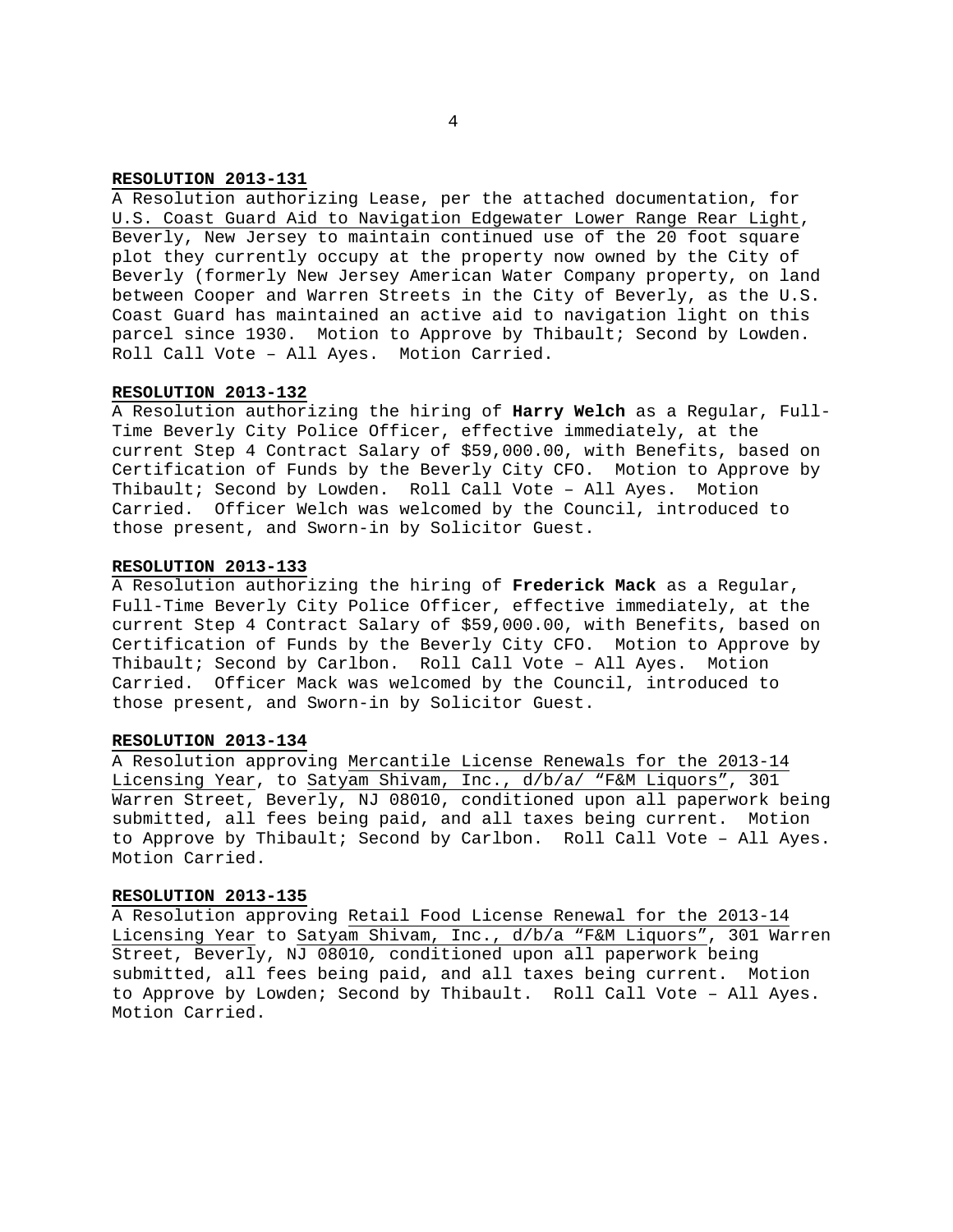**RESOLUTION 2013-131**

A Resolution authorizing Lease, per the attached documentation, for U.S. Coast Guard Aid to Navigation Edgewater Lower Range Rear Light, Beverly, New Jersey to maintain continued use of the 20 foot square plot they currently occupy at the property now owned by the City of Beverly (formerly New Jersey American Water Company property, on land between Cooper and Warren Streets in the City of Beverly, as the U.S. Coast Guard has maintained an active aid to navigation light on this parcel since 1930. Motion to Approve by Thibault; Second by Lowden. Roll Call Vote – All Ayes. Motion Carried.

**RESOLUTION 2013-132**

A Resolution authorizing the hiring of **Harry Welch** as a Regular, Full-Time Beverly City Police Officer, effective immediately, at the current Step 4 Contract Salary of $59,000.00, with Benefits, based on Certification of Funds by the Beverly City CFO. Motion to Approve by Thibault; Second by Lowden. Roll Call Vote – All Ayes. Motion Carried. Officer Welch was welcomed by the Council, introduced to those present, and Sworn-in by Solicitor Guest.

**RESOLUTION 2013-133**

A Resolution authorizing the hiring of **Frederick Mack** as a Regular, Full-Time Beverly City Police Officer, effective immediately, at the current Step 4 Contract Salary of $59,000.00, with Benefits, based on Certification of Funds by the Beverly City CFO. Motion to Approve by Thibault; Second by Carlbon. Roll Call Vote – All Ayes. Motion Carried. Officer Mack was welcomed by the Council, introduced to those present, and Sworn-in by Solicitor Guest.

**RESOLUTION 2013-134**

A Resolution approving Mercantile License Renewals for the 2013-14 Licensing Year, to Satyam Shivam, Inc., d/b/a/ "F&M Liquors", 301 Warren Street, Beverly, NJ 08010, conditioned upon all paperwork being submitted, all fees being paid, and all taxes being current. Motion to Approve by Thibault; Second by Carlbon. Roll Call Vote – All Ayes. Motion Carried.

**RESOLUTION 2013-135**

A Resolution approving Retail Food License Renewal for the 2013-14 Licensing Year to Satyam Shivam, Inc., d/b/a "F&M Liquors", 301 Warren Street, Beverly, NJ 08010, conditioned upon all paperwork being submitted, all fees being paid, and all taxes being current. Motion to Approve by Lowden; Second by Thibault. Roll Call Vote – All Ayes. Motion Carried.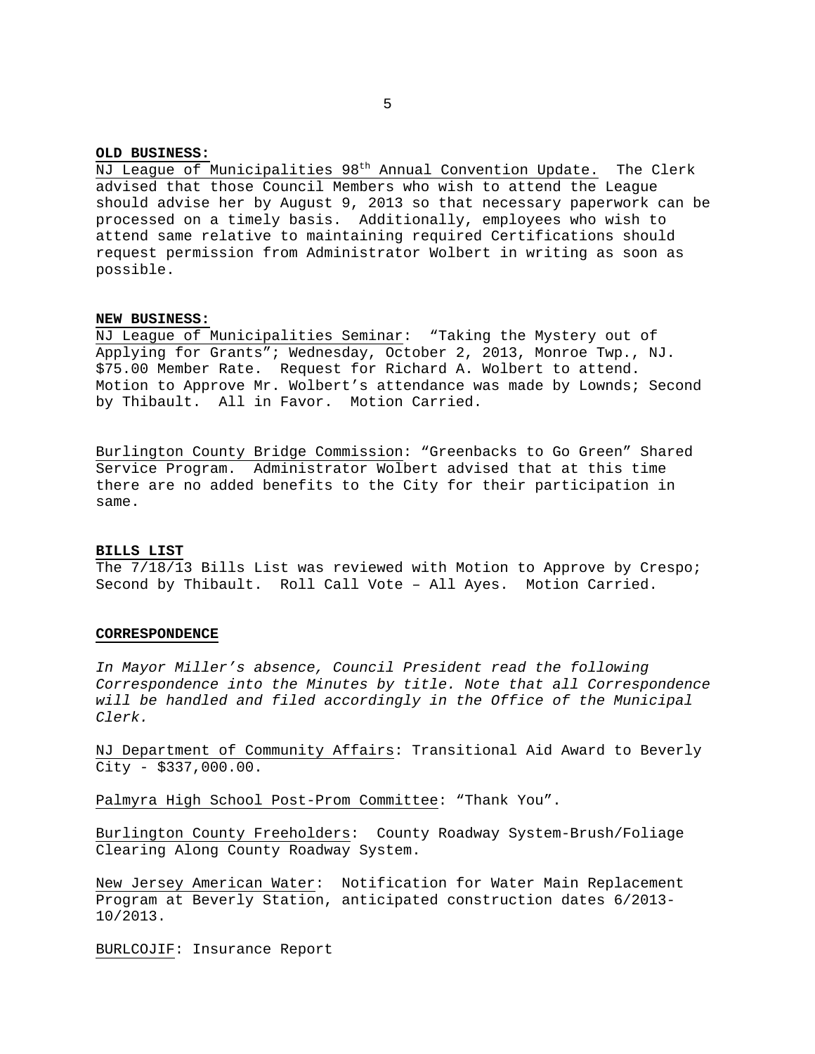**OLD BUSINESS:**

NJ League of Municipalities 98th Annual Convention Update. The Clerk advised that those Council Members who wish to attend the League should advise her by August 9, 2013 so that necessary paperwork can be processed on a timely basis. Additionally, employees who wish to attend same relative to maintaining required Certifications should request permission from Administrator Wolbert in writing as soon as possible.

**NEW BUSINESS:**

NJ League of Municipalities Seminar: "Taking the Mystery out of Applying for Grants"; Wednesday, October 2, 2013, Monroe Twp., NJ. $75.00 Member Rate. Request for Richard A. Wolbert to attend. Motion to Approve Mr. Wolbert's attendance was made by Lownds; Second by Thibault. All in Favor. Motion Carried.

Burlington County Bridge Commission: "Greenbacks to Go Green" Shared Service Program. Administrator Wolbert advised that at this time there are no added benefits to the City for their participation in same.

**BILLS LIST**

The 7/18/13 Bills List was reviewed with Motion to Approve by Crespo; Second by Thibault. Roll Call Vote – All Ayes. Motion Carried.

**CORRESPONDENCE**

*In Mayor Miller's absence, Council President read the following Correspondence into the Minutes by title. Note that all Correspondence will be handled and filed accordingly in the Office of the Municipal Clerk.*

NJ Department of Community Affairs: Transitional Aid Award to Beverly City - $337,000.00.

Palmyra High School Post-Prom Committee: "Thank You".

Burlington County Freeholders: County Roadway System-Brush/Foliage Clearing Along County Roadway System.

New Jersey American Water: Notification for Water Main Replacement Program at Beverly Station, anticipated construction dates 6/2013-10/2013.

BURLCOJIF: Insurance Report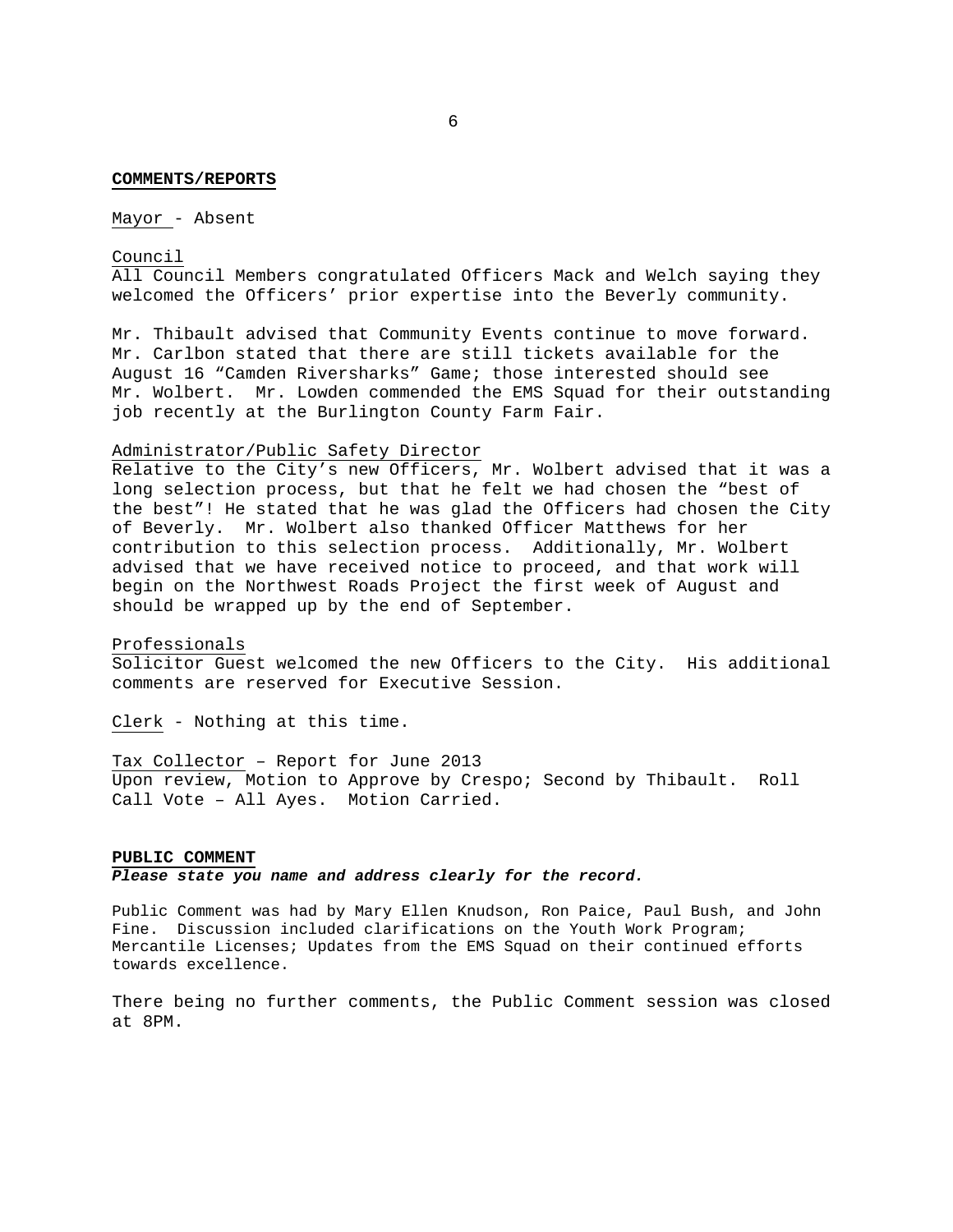## COMMENTS/REPORTS

Mayor - Absent

Council
All Council Members congratulated Officers Mack and Welch saying they welcomed the Officers' prior expertise into the Beverly community.

Mr. Thibault advised that Community Events continue to move forward. Mr. Carlbon stated that there are still tickets available for the August 16 "Camden Riversharks" Game; those interested should see Mr. Wolbert. Mr. Lowden commended the EMS Squad for their outstanding job recently at the Burlington County Farm Fair.

Administrator/Public Safety Director
Relative to the City's new Officers, Mr. Wolbert advised that it was a long selection process, but that he felt we had chosen the "best of the best"! He stated that he was glad the Officers had chosen the City of Beverly. Mr. Wolbert also thanked Officer Matthews for her contribution to this selection process. Additionally, Mr. Wolbert advised that we have received notice to proceed, and that work will begin on the Northwest Roads Project the first week of August and should be wrapped up by the end of September.

Professionals
Solicitor Guest welcomed the new Officers to the City. His additional comments are reserved for Executive Session.

Clerk - Nothing at this time.

Tax Collector – Report for June 2013
Upon review, Motion to Approve by Crespo; Second by Thibault. Roll Call Vote – All Ayes. Motion Carried.

## PUBLIC COMMENT

***Please state you name and address clearly for the record.***

Public Comment was had by Mary Ellen Knudson, Ron Paice, Paul Bush, and John Fine. Discussion included clarifications on the Youth Work Program; Mercantile Licenses; Updates from the EMS Squad on their continued efforts towards excellence.

There being no further comments, the Public Comment session was closed at 8PM.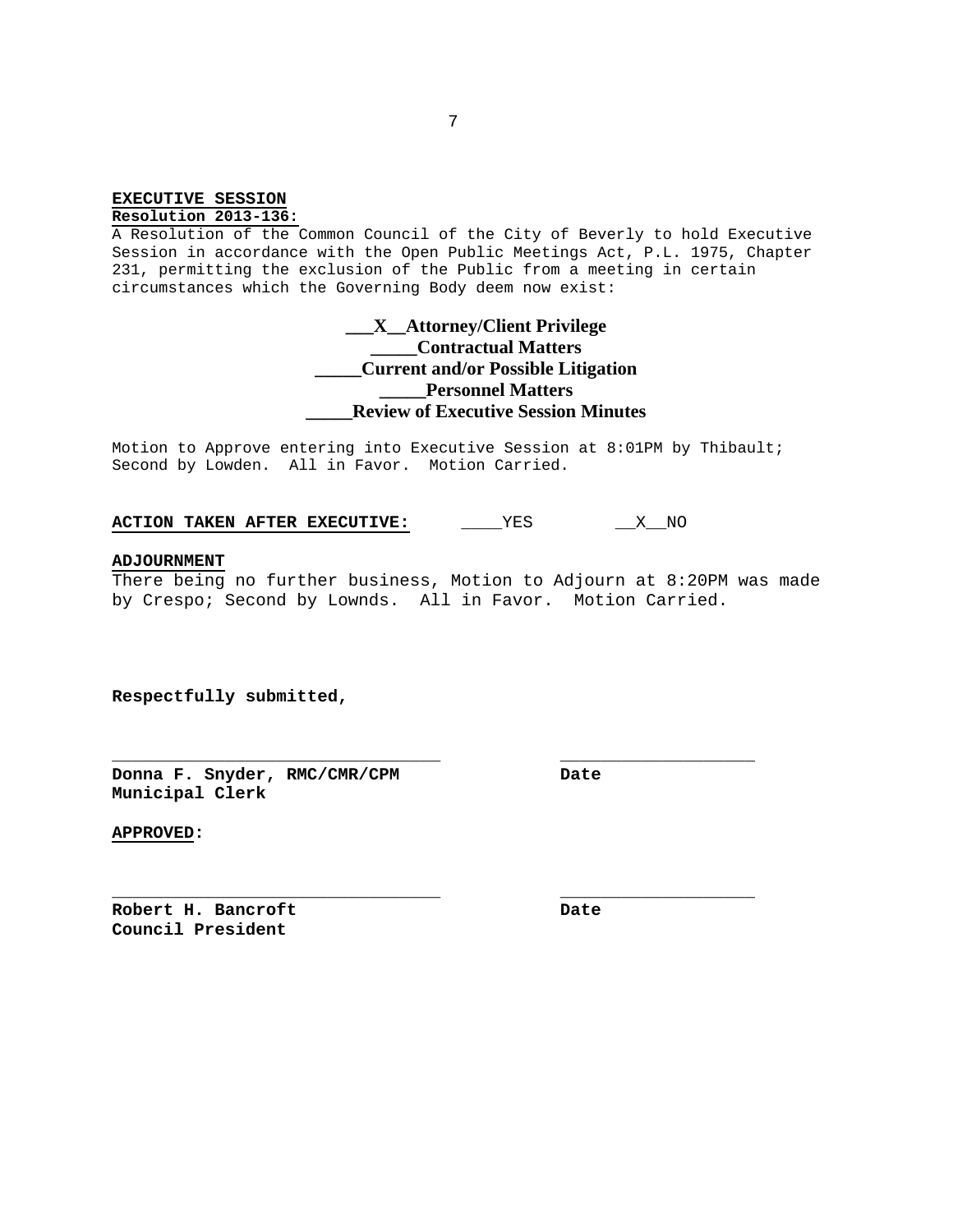## EXECUTIVE SESSION

**Resolution 2013-136:**
A Resolution of the Common Council of the City of Beverly to hold Executive Session in accordance with the Open Public Meetings Act, P.L. 1975, Chapter 231, permitting the exclusion of the Public from a meeting in certain circumstances which the Governing Body deem now exist:

**___X__Attorney/Client Privilege**
**_____Contractual Matters**
**_____Current and/or Possible Litigation**
**_____Personnel Matters**
**_____Review of Executive Session Minutes**

Motion to Approve entering into Executive Session at 8:01PM by Thibault; Second by Lowden. All in Favor. Motion Carried.

**ACTION TAKEN AFTER EXECUTIVE:** ____YES __X__NO

## ADJOURNMENT

There being no further business, Motion to Adjourn at 8:20PM was made by Crespo; Second by Lownds. All in Favor. Motion Carried.

**Respectfully submitted,**

_______________________________ ___________________
**Donna F. Snyder, RMC/CMR/CPM** **Date**
**Municipal Clerk**

**APPROVED:**

_______________________________ ___________________
**Robert H. Bancroft** **Date**
**Council President**